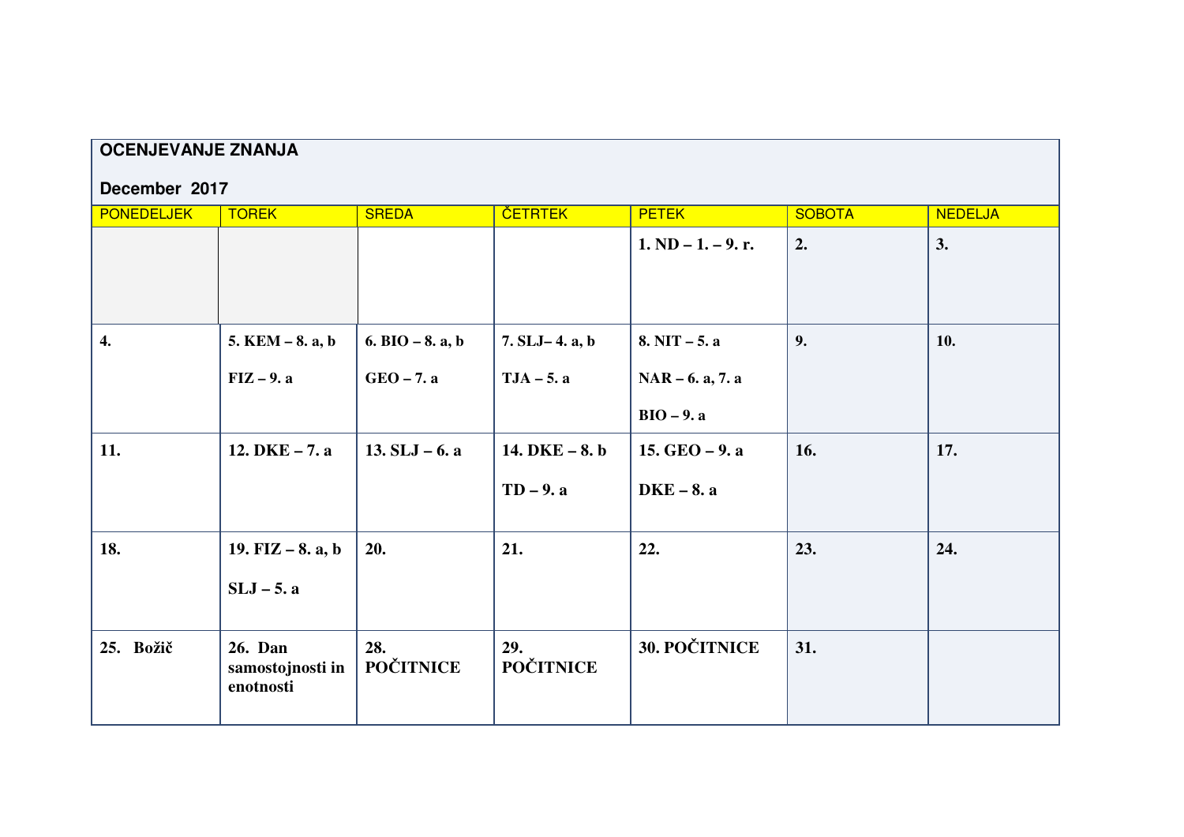**OCENJEVANJE ZNANJA**

**December 2017**

| PONEDELJEK | TOREK | SREDA | ČETRTEK | PETEK | SOBOTA | NEDELJA |
|---|---|---|---|---|---|---|
| | | | | **1. ND – 1. – 9. r.** | **2.** | **3.** |
| **4.** | **5. KEM – 8. a, b**<br><br>**FIZ – 9. a** | **6. BIO – 8. a, b**<br><br>**GEO – 7. a** | **7. SLJ– 4. a, b**<br><br>**TJA – 5. a** | **8. NIT – 5. a**<br><br>**NAR – 6. a, 7. a**<br><br>**BIO – 9. a** | **9.** | **10.** |
| **11.** | **12. DKE – 7. a** | **13. SLJ – 6. a** | **14. DKE – 8. b**<br><br>**TD – 9. a** | **15. GEO – 9. a**<br><br>**DKE – 8. a** | **16.** | **17.** |
| **18.** | **19. FIZ – 8. a, b**<br><br>**SLJ – 5. a** | **20.** | **21.** | **22.** | **23.** | **24.** |
| **25. Božič** | **26. Dan samostojnosti in enotnosti** | **28. POČITNICE** | **29. POČITNICE** | **30. POČITNICE** | **31.** | |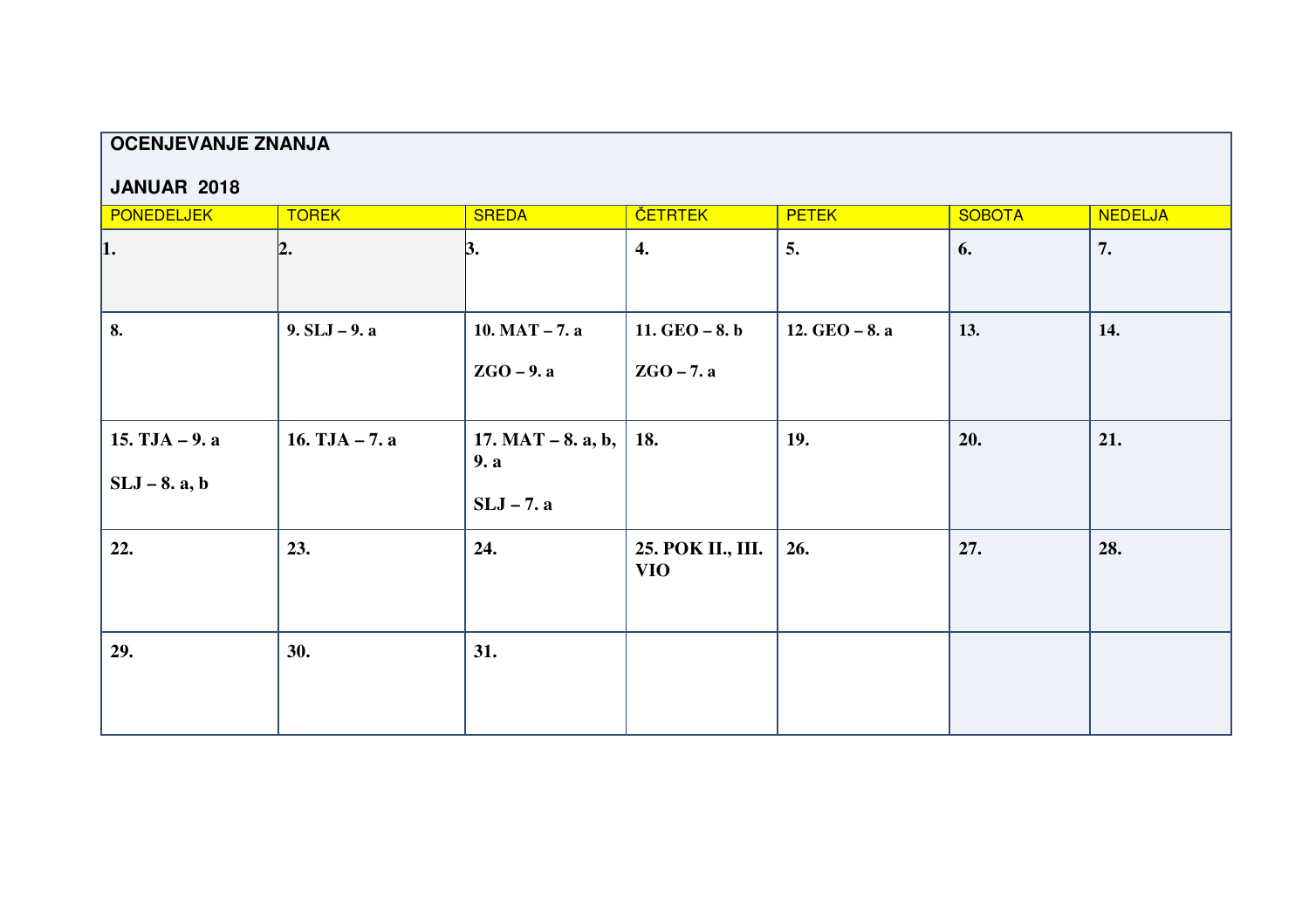**OCENJEVANJE ZNANJA**

**JANUAR 2018**

| PONEDELJEK | TOREK | SREDA | ČETRTEK | PETEK | SOBOTA | NEDELJA |
|---|---|---|---|---|---|---|
| **1.** | **2.** | **3.** | **4.** | **5.** | **6.** | **7.** |
| **8.** | **9. SLJ – 9. a** | **10. MAT – 7. a**<br>**ZGO – 9. a** | **11. GEO – 8. b**<br>**ZGO – 7. a** | **12. GEO – 8. a** | **13.** | **14.** |
| **15. TJA – 9. a**<br>**SLJ – 8. a, b** | **16. TJA – 7. a** | **17. MAT – 8. a, b, 9. a**<br>**SLJ – 7. a** | **18.** | **19.** | **20.** | **21.** |
| **22.** | **23.** | **24.** | **25. POK II., III. VIO** | **26.** | **27.** | **28.** |
| **29.** | **30.** | **31.** | | | | |